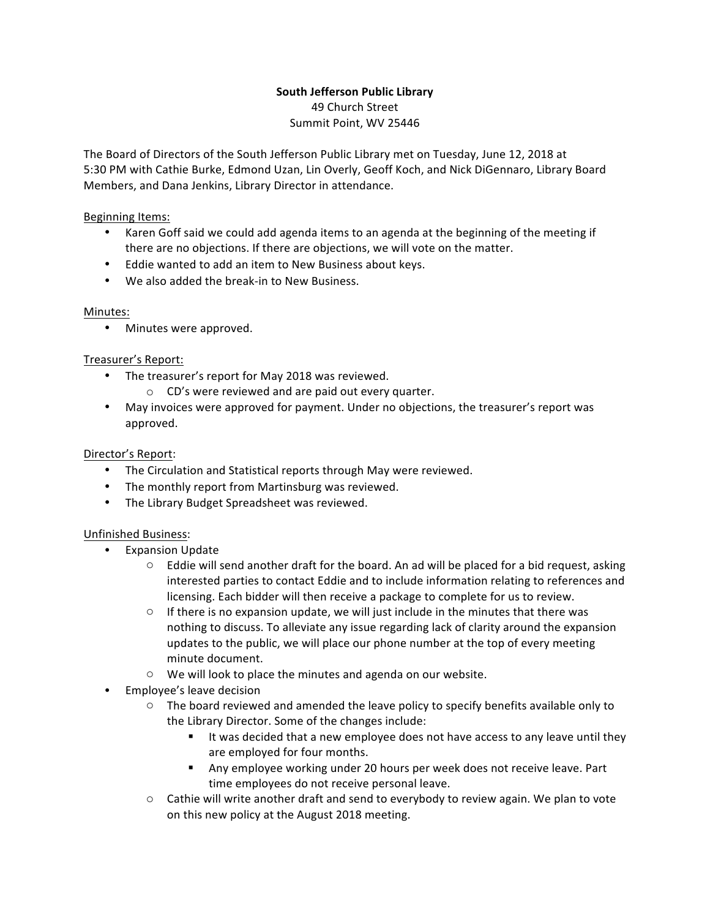**South Jefferson Public Library**
49 Church Street
Summit Point, WV 25446

The Board of Directors of the South Jefferson Public Library met on Tuesday, June 12, 2018 at 5:30 PM with Cathie Burke, Edmond Uzan, Lin Overly, Geoff Koch, and Nick DiGennaro, Library Board Members, and Dana Jenkins, Library Director in attendance.

Beginning Items:

- Karen Goff said we could add agenda items to an agenda at the beginning of the meeting if there are no objections. If there are objections, we will vote on the matter.
- Eddie wanted to add an item to New Business about keys.
- We also added the break-in to New Business.

Minutes:

- Minutes were approved.

Treasurer's Report:

- The treasurer's report for May 2018 was reviewed.
  - CD's were reviewed and are paid out every quarter.
- May invoices were approved for payment. Under no objections, the treasurer's report was approved.

Director's Report:

- The Circulation and Statistical reports through May were reviewed.
- The monthly report from Martinsburg was reviewed.
- The Library Budget Spreadsheet was reviewed.

Unfinished Business:

- Expansion Update
  - Eddie will send another draft for the board. An ad will be placed for a bid request, asking interested parties to contact Eddie and to include information relating to references and licensing. Each bidder will then receive a package to complete for us to review.
  - If there is no expansion update, we will just include in the minutes that there was nothing to discuss. To alleviate any issue regarding lack of clarity around the expansion updates to the public, we will place our phone number at the top of every meeting minute document.
  - We will look to place the minutes and agenda on our website.
- Employee's leave decision
  - The board reviewed and amended the leave policy to specify benefits available only to the Library Director. Some of the changes include:
    - It was decided that a new employee does not have access to any leave until they are employed for four months.
    - Any employee working under 20 hours per week does not receive leave. Part time employees do not receive personal leave.
  - Cathie will write another draft and send to everybody to review again. We plan to vote on this new policy at the August 2018 meeting.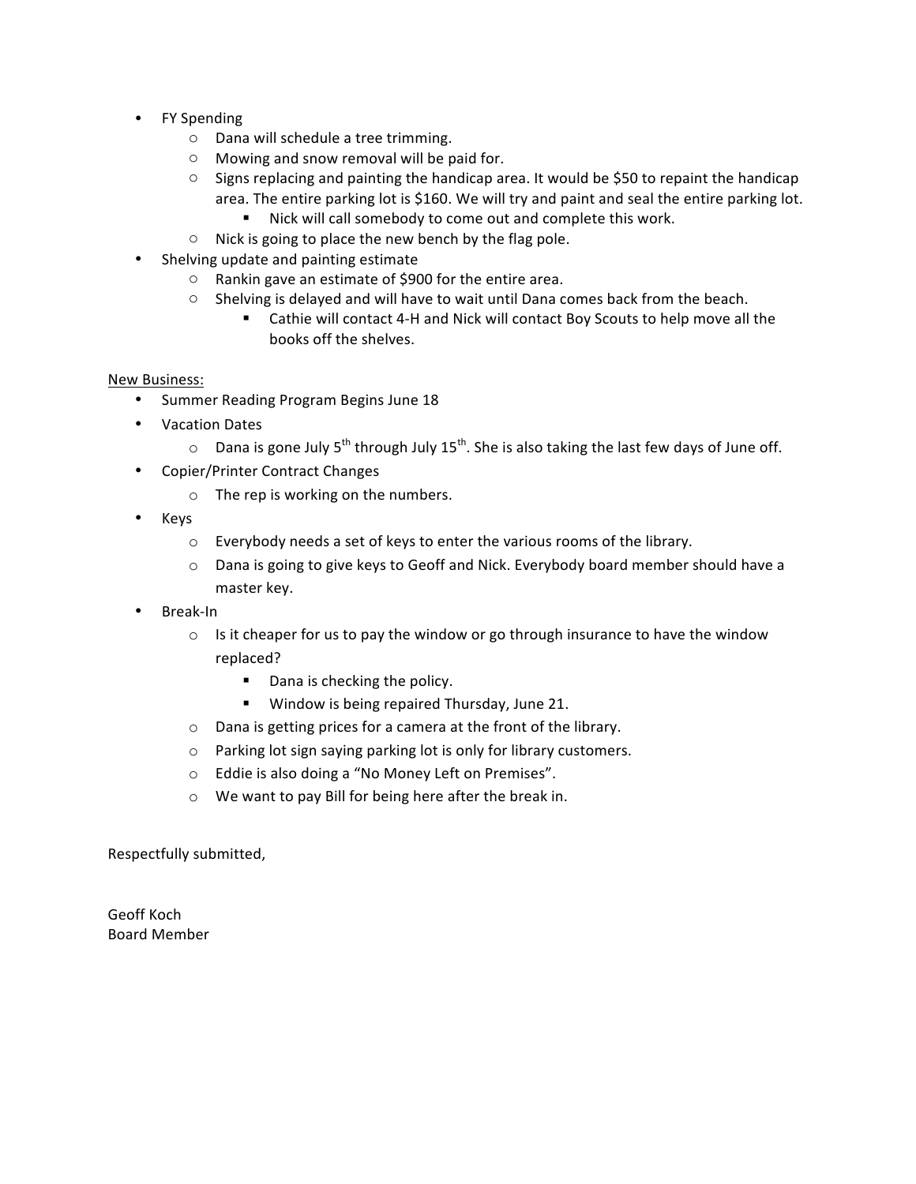- FY Spending
  - Dana will schedule a tree trimming.
  - Mowing and snow removal will be paid for.
  - Signs replacing and painting the handicap area. It would be $50 to repaint the handicap area. The entire parking lot is $160. We will try and paint and seal the entire parking lot.
    - Nick will call somebody to come out and complete this work.
  - Nick is going to place the new bench by the flag pole.
- Shelving update and painting estimate
  - Rankin gave an estimate of $900 for the entire area.
  - Shelving is delayed and will have to wait until Dana comes back from the beach.
    - Cathie will contact 4-H and Nick will contact Boy Scouts to help move all the books off the shelves.

<u>New Business:</u>

- Summer Reading Program Begins June 18
- Vacation Dates
  - Dana is gone July 5th through July 15th. She is also taking the last few days of June off.
- Copier/Printer Contract Changes
  - The rep is working on the numbers.
- Keys
  - Everybody needs a set of keys to enter the various rooms of the library.
  - Dana is going to give keys to Geoff and Nick. Everybody board member should have a master key.
- Break-In
  - Is it cheaper for us to pay the window or go through insurance to have the window replaced?
    - Dana is checking the policy.
    - Window is being repaired Thursday, June 21.
  - Dana is getting prices for a camera at the front of the library.
  - Parking lot sign saying parking lot is only for library customers.
  - Eddie is also doing a "No Money Left on Premises".
  - We want to pay Bill for being here after the break in.

Respectfully submitted,

Geoff Koch
Board Member